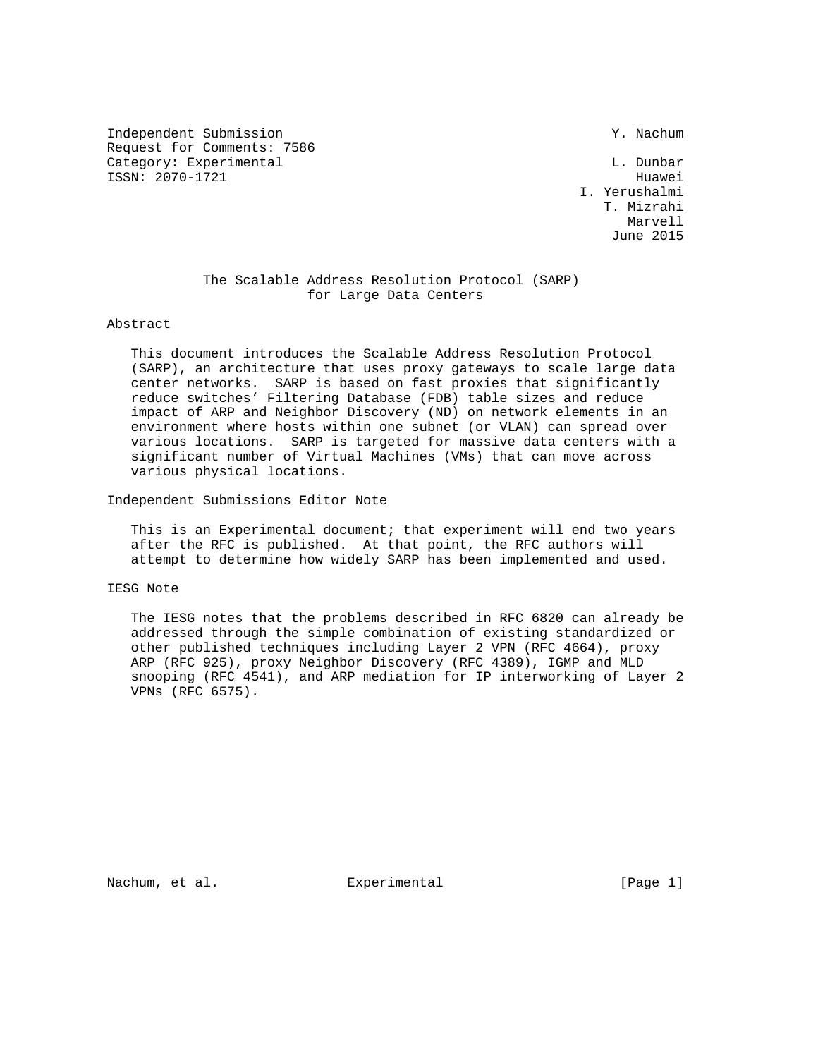Independent Submission Y. Nachum
Request for Comments: 7586
Category: Experimental L. Dunbar
ISSN: 2070-1721 Huawei
I. Yerushalmi
T. Mizrahi
Marvell
June 2015

# The Scalable Address Resolution Protocol (SARP) for Large Data Centers

## Abstract

This document introduces the Scalable Address Resolution Protocol (SARP), an architecture that uses proxy gateways to scale large data center networks. SARP is based on fast proxies that significantly reduce switches' Filtering Database (FDB) table sizes and reduce impact of ARP and Neighbor Discovery (ND) on network elements in an environment where hosts within one subnet (or VLAN) can spread over various locations. SARP is targeted for massive data centers with a significant number of Virtual Machines (VMs) that can move across various physical locations.

## Independent Submissions Editor Note

This is an Experimental document; that experiment will end two years after the RFC is published. At that point, the RFC authors will attempt to determine how widely SARP has been implemented and used.

## IESG Note

The IESG notes that the problems described in RFC 6820 can already be addressed through the simple combination of existing standardized or other published techniques including Layer 2 VPN (RFC 4664), proxy ARP (RFC 925), proxy Neighbor Discovery (RFC 4389), IGMP and MLD snooping (RFC 4541), and ARP mediation for IP interworking of Layer 2 VPNs (RFC 6575).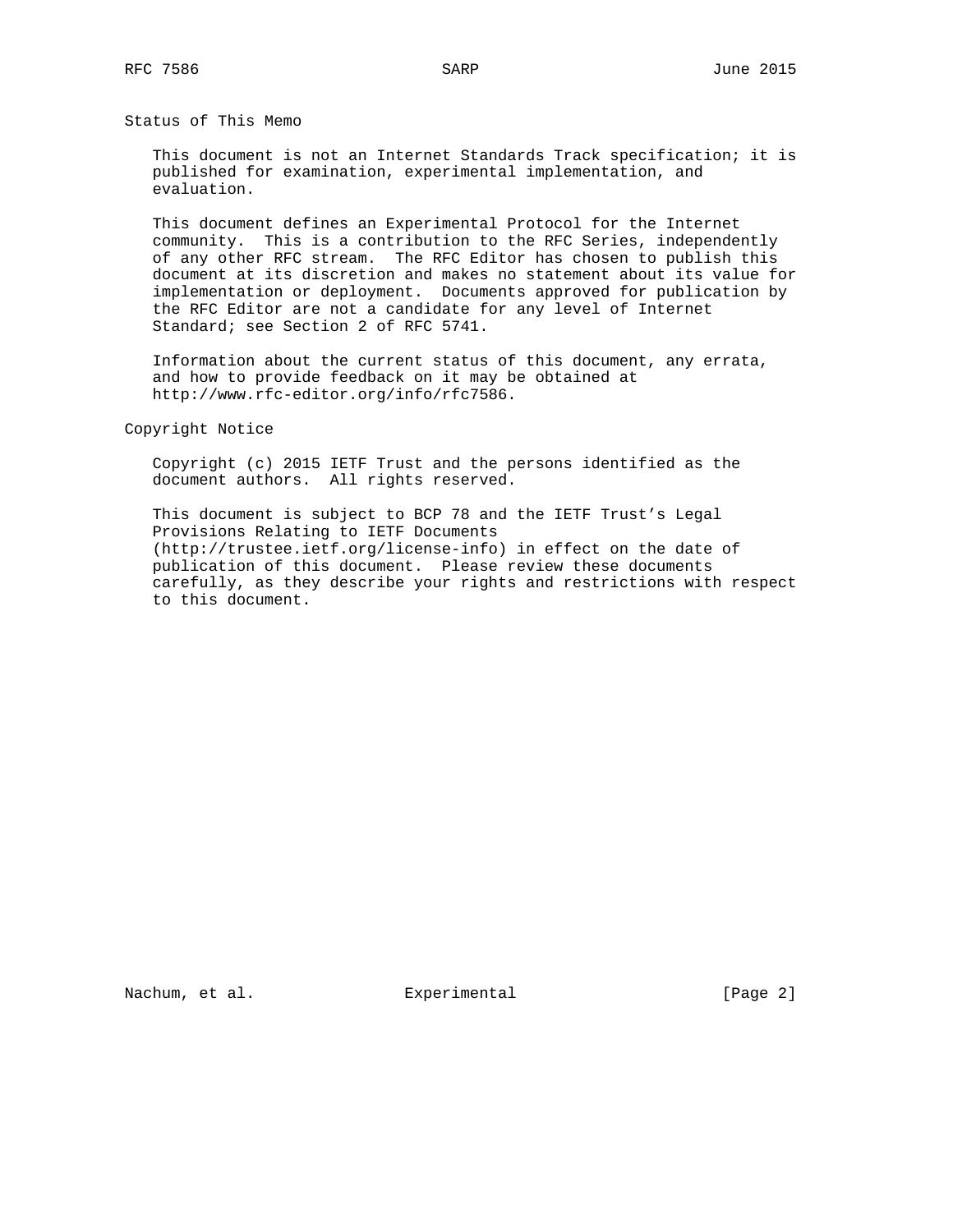## Status of This Memo

This document is not an Internet Standards Track specification; it is published for examination, experimental implementation, and evaluation.

This document defines an Experimental Protocol for the Internet community. This is a contribution to the RFC Series, independently of any other RFC stream. The RFC Editor has chosen to publish this document at its discretion and makes no statement about its value for implementation or deployment. Documents approved for publication by the RFC Editor are not a candidate for any level of Internet Standard; see Section 2 of RFC 5741.

Information about the current status of this document, any errata, and how to provide feedback on it may be obtained at http://www.rfc-editor.org/info/rfc7586.

## Copyright Notice

Copyright (c) 2015 IETF Trust and the persons identified as the document authors. All rights reserved.

This document is subject to BCP 78 and the IETF Trust's Legal Provisions Relating to IETF Documents (http://trustee.ietf.org/license-info) in effect on the date of publication of this document. Please review these documents carefully, as they describe your rights and restrictions with respect to this document.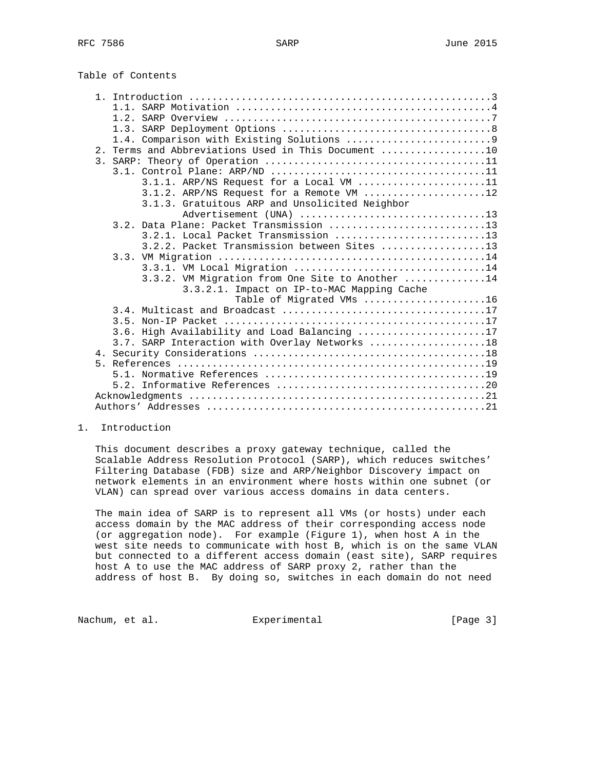Table of Contents

```
   1. Introduction ....................................................3
      1.1. SARP Motivation ............................................4
      1.2. SARP Overview ..............................................7
      1.3. SARP Deployment Options ....................................8
      1.4. Comparison with Existing Solutions .........................9
   2. Terms and Abbreviations Used in This Document ..................10
   3. SARP: Theory of Operation ......................................11
      3.1. Control Plane: ARP/ND .....................................11
           3.1.1. ARP/NS Request for a Local VM ......................11
           3.1.2. ARP/NS Request for a Remote VM .....................12
           3.1.3. Gratuitous ARP and Unsolicited Neighbor
                  Advertisement (UNA) ................................13
      3.2. Data Plane: Packet Transmission ...........................13
           3.2.1. Local Packet Transmission ..........................13
           3.2.2. Packet Transmission between Sites ..................13
      3.3. VM Migration ..............................................14
           3.3.1. VM Local Migration .................................14
           3.3.2. VM Migration from One Site to Another ..............14
                  3.3.2.1. Impact on IP-to-MAC Mapping Cache
                           Table of Migrated VMs .....................16
      3.4. Multicast and Broadcast ...................................17
      3.5. Non-IP Packet .............................................17
      3.6. High Availability and Load Balancing ......................17
      3.7. SARP Interaction with Overlay Networks ....................18
   4. Security Considerations ........................................18
   5. References .....................................................19
      5.1. Normative References ......................................19
      5.2. Informative References ....................................20
   Acknowledgments ...................................................21
   Authors' Addresses ................................................21
```

# 1. Introduction

This document describes a proxy gateway technique, called the Scalable Address Resolution Protocol (SARP), which reduces switches' Filtering Database (FDB) size and ARP/Neighbor Discovery impact on network elements in an environment where hosts within one subnet (or VLAN) can spread over various access domains in data centers.

The main idea of SARP is to represent all VMs (or hosts) under each access domain by the MAC address of their corresponding access node (or aggregation node). For example (Figure 1), when host A in the west site needs to communicate with host B, which is on the same VLAN but connected to a different access domain (east site), SARP requires host A to use the MAC address of SARP proxy 2, rather than the address of host B. By doing so, switches in each domain do not need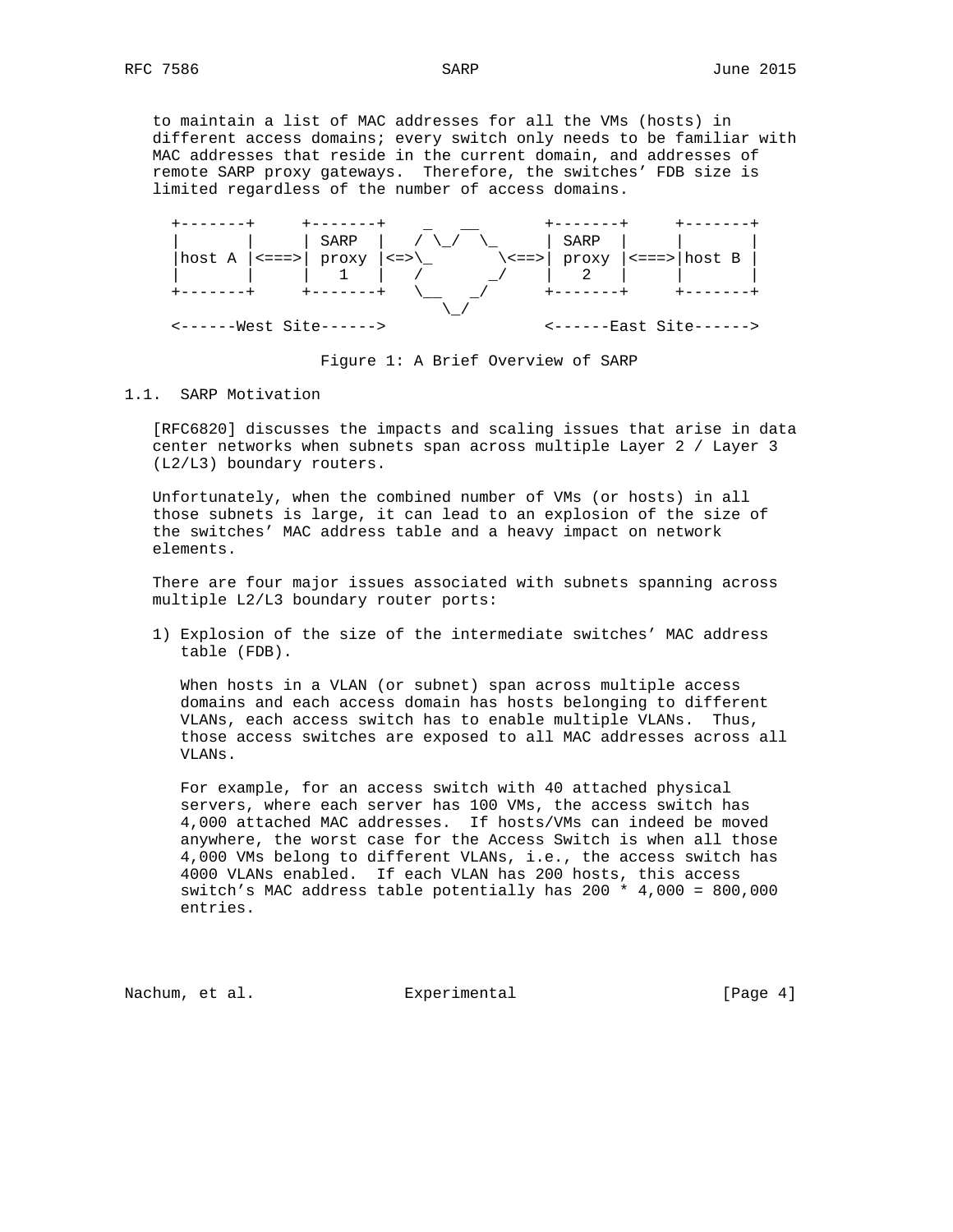to maintain a list of MAC addresses for all the VMs (hosts) in different access domains; every switch only needs to be familiar with MAC addresses that reside in the current domain, and addresses of remote SARP proxy gateways. Therefore, the switches' FDB size is limited regardless of the number of access domains.

```
  +-------+     +-------+     _  __       +-------+     +-------+
  |       |     | SARP  |    / \_/  \_    | SARP  |     |       |
  |host A |<===>| proxy |<=>\_        \<==>| proxy |<===>|host B |
  |       |     |   1   |    /       _/   |   2   |     |       |
  +-------+     +-------+    \__    _/    +-------+     +-------+
                                \_/
  <------West Site------>                 <------East Site------>
```

Figure 1: A Brief Overview of SARP

## 1.1. SARP Motivation

[RFC6820] discusses the impacts and scaling issues that arise in data center networks when subnets span across multiple Layer 2 / Layer 3 (L2/L3) boundary routers.

Unfortunately, when the combined number of VMs (or hosts) in all those subnets is large, it can lead to an explosion of the size of the switches' MAC address table and a heavy impact on network elements.

There are four major issues associated with subnets spanning across multiple L2/L3 boundary router ports:

1) Explosion of the size of the intermediate switches' MAC address table (FDB).

   When hosts in a VLAN (or subnet) span across multiple access domains and each access domain has hosts belonging to different VLANs, each access switch has to enable multiple VLANs. Thus, those access switches are exposed to all MAC addresses across all VLANs.

   For example, for an access switch with 40 attached physical servers, where each server has 100 VMs, the access switch has 4,000 attached MAC addresses. If hosts/VMs can indeed be moved anywhere, the worst case for the Access Switch is when all those 4,000 VMs belong to different VLANs, i.e., the access switch has 4000 VLANs enabled. If each VLAN has 200 hosts, this access switch's MAC address table potentially has 200 * 4,000 = 800,000 entries.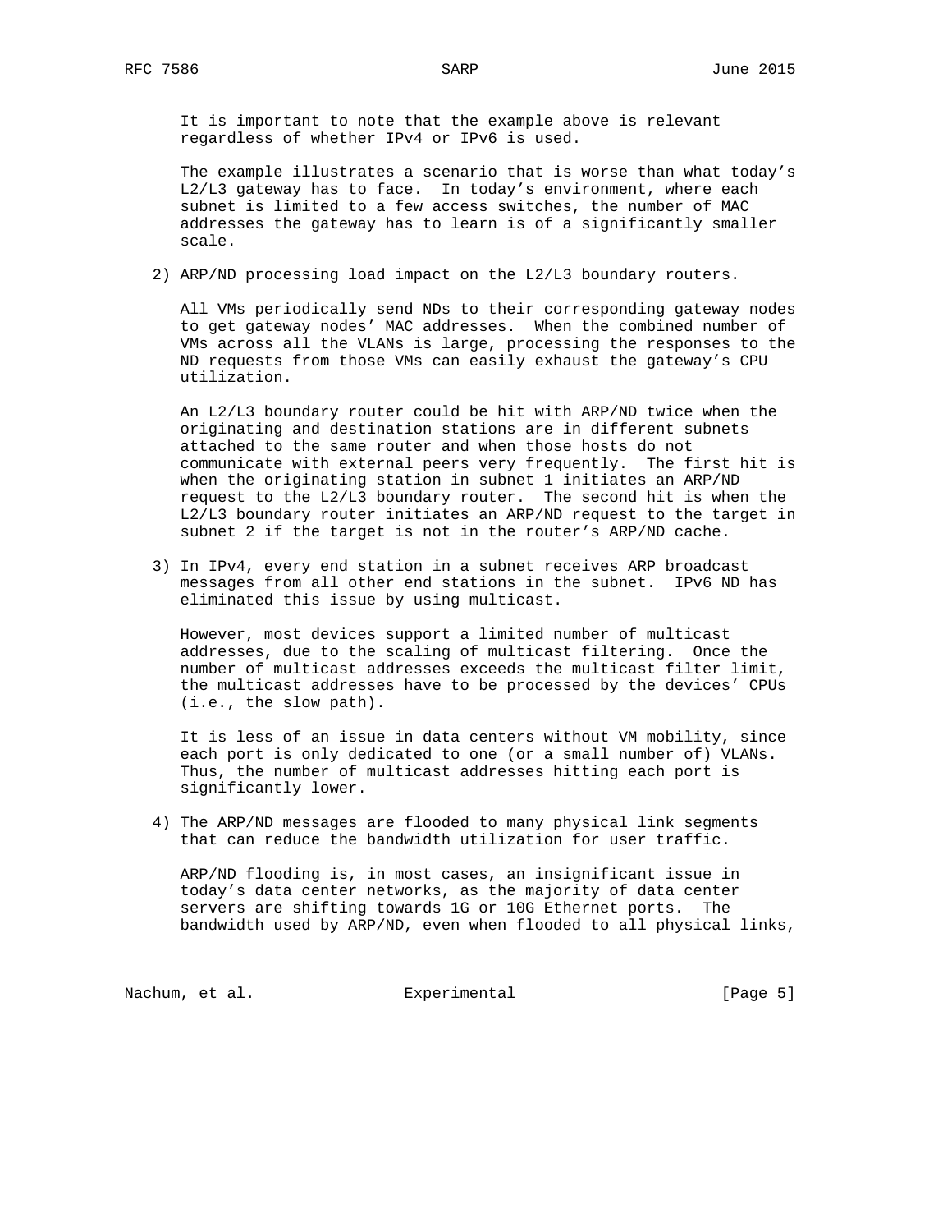It is important to note that the example above is relevant regardless of whether IPv4 or IPv6 is used.

The example illustrates a scenario that is worse than what today's L2/L3 gateway has to face. In today's environment, where each subnet is limited to a few access switches, the number of MAC addresses the gateway has to learn is of a significantly smaller scale.

2) ARP/ND processing load impact on the L2/L3 boundary routers.

   All VMs periodically send NDs to their corresponding gateway nodes to get gateway nodes' MAC addresses. When the combined number of VMs across all the VLANs is large, processing the responses to the ND requests from those VMs can easily exhaust the gateway's CPU utilization.

   An L2/L3 boundary router could be hit with ARP/ND twice when the originating and destination stations are in different subnets attached to the same router and when those hosts do not communicate with external peers very frequently. The first hit is when the originating station in subnet 1 initiates an ARP/ND request to the L2/L3 boundary router. The second hit is when the L2/L3 boundary router initiates an ARP/ND request to the target in subnet 2 if the target is not in the router's ARP/ND cache.

3) In IPv4, every end station in a subnet receives ARP broadcast messages from all other end stations in the subnet. IPv6 ND has eliminated this issue by using multicast.

   However, most devices support a limited number of multicast addresses, due to the scaling of multicast filtering. Once the number of multicast addresses exceeds the multicast filter limit, the multicast addresses have to be processed by the devices' CPUs (i.e., the slow path).

   It is less of an issue in data centers without VM mobility, since each port is only dedicated to one (or a small number of) VLANs. Thus, the number of multicast addresses hitting each port is significantly lower.

4) The ARP/ND messages are flooded to many physical link segments that can reduce the bandwidth utilization for user traffic.

   ARP/ND flooding is, in most cases, an insignificant issue in today's data center networks, as the majority of data center servers are shifting towards 1G or 10G Ethernet ports. The bandwidth used by ARP/ND, even when flooded to all physical links,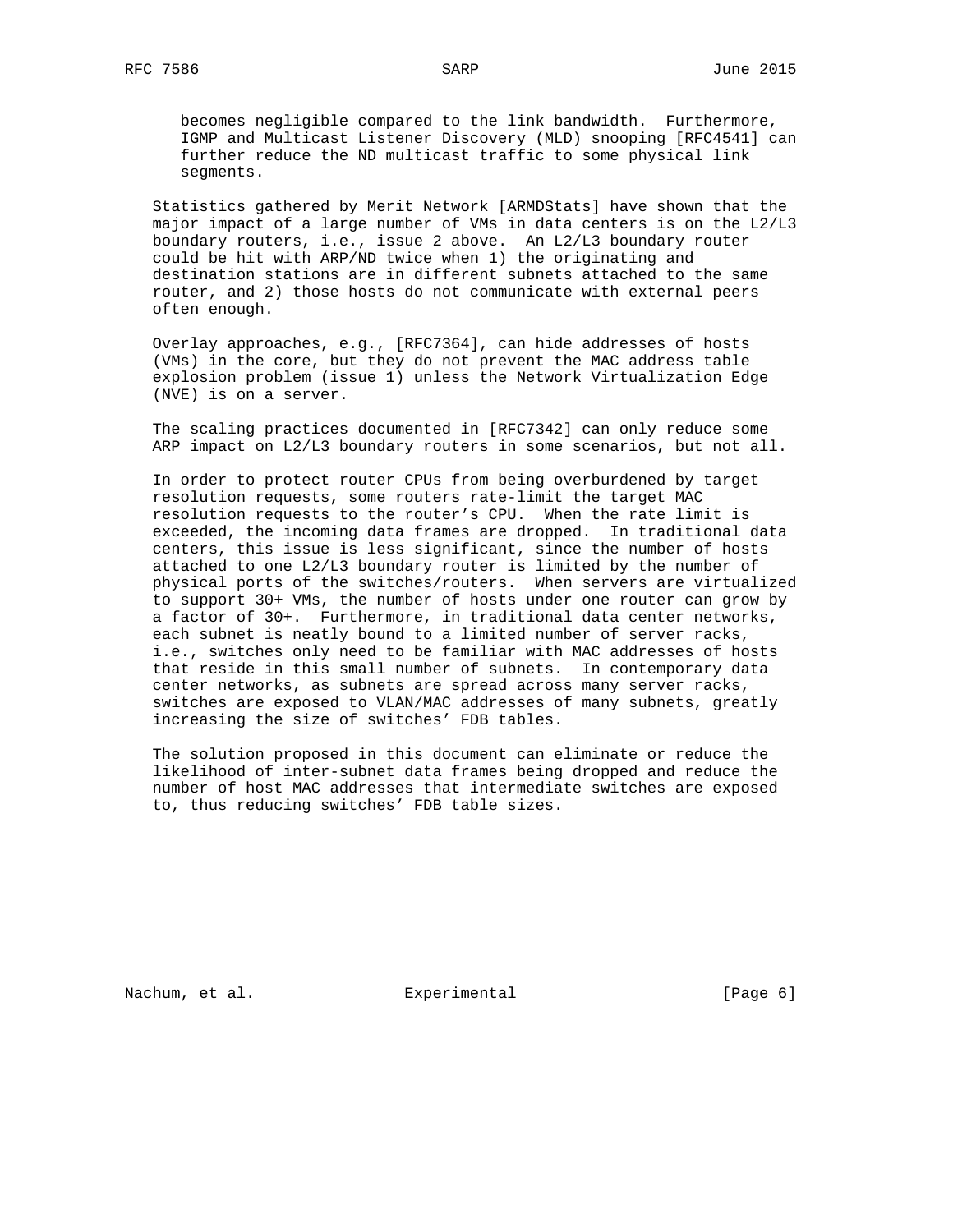becomes negligible compared to the link bandwidth. Furthermore, IGMP and Multicast Listener Discovery (MLD) snooping [RFC4541] can further reduce the ND multicast traffic to some physical link segments.

Statistics gathered by Merit Network [ARMDStats] have shown that the major impact of a large number of VMs in data centers is on the L2/L3 boundary routers, i.e., issue 2 above. An L2/L3 boundary router could be hit with ARP/ND twice when 1) the originating and destination stations are in different subnets attached to the same router, and 2) those hosts do not communicate with external peers often enough.

Overlay approaches, e.g., [RFC7364], can hide addresses of hosts (VMs) in the core, but they do not prevent the MAC address table explosion problem (issue 1) unless the Network Virtualization Edge (NVE) is on a server.

The scaling practices documented in [RFC7342] can only reduce some ARP impact on L2/L3 boundary routers in some scenarios, but not all.

In order to protect router CPUs from being overburdened by target resolution requests, some routers rate-limit the target MAC resolution requests to the router's CPU. When the rate limit is exceeded, the incoming data frames are dropped. In traditional data centers, this issue is less significant, since the number of hosts attached to one L2/L3 boundary router is limited by the number of physical ports of the switches/routers. When servers are virtualized to support 30+ VMs, the number of hosts under one router can grow by a factor of 30+. Furthermore, in traditional data center networks, each subnet is neatly bound to a limited number of server racks, i.e., switches only need to be familiar with MAC addresses of hosts that reside in this small number of subnets. In contemporary data center networks, as subnets are spread across many server racks, switches are exposed to VLAN/MAC addresses of many subnets, greatly increasing the size of switches' FDB tables.

The solution proposed in this document can eliminate or reduce the likelihood of inter-subnet data frames being dropped and reduce the number of host MAC addresses that intermediate switches are exposed to, thus reducing switches' FDB table sizes.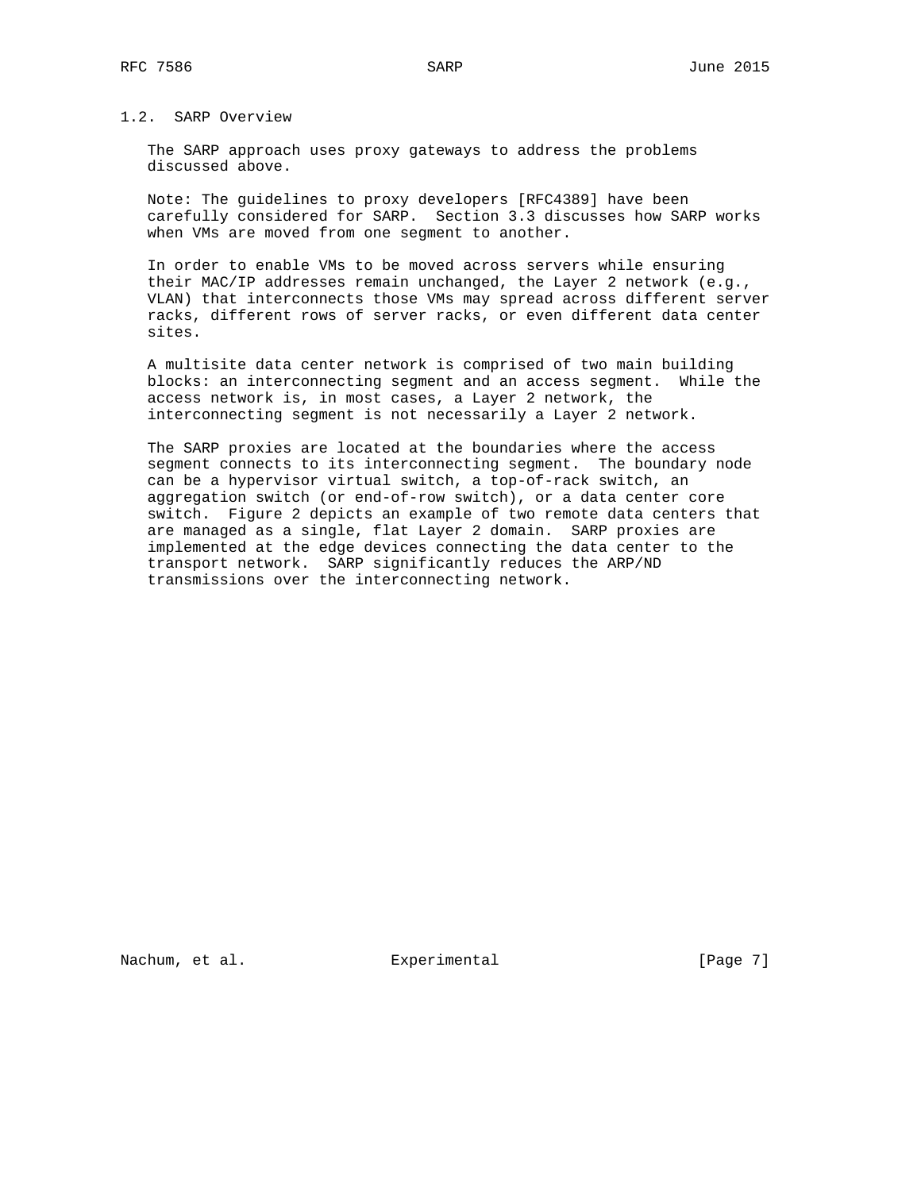## 1.2. SARP Overview

The SARP approach uses proxy gateways to address the problems discussed above.

Note: The guidelines to proxy developers [RFC4389] have been carefully considered for SARP. Section 3.3 discusses how SARP works when VMs are moved from one segment to another.

In order to enable VMs to be moved across servers while ensuring their MAC/IP addresses remain unchanged, the Layer 2 network (e.g., VLAN) that interconnects those VMs may spread across different server racks, different rows of server racks, or even different data center sites.

A multisite data center network is comprised of two main building blocks: an interconnecting segment and an access segment. While the access network is, in most cases, a Layer 2 network, the interconnecting segment is not necessarily a Layer 2 network.

The SARP proxies are located at the boundaries where the access segment connects to its interconnecting segment. The boundary node can be a hypervisor virtual switch, a top-of-rack switch, an aggregation switch (or end-of-row switch), or a data center core switch. Figure 2 depicts an example of two remote data centers that are managed as a single, flat Layer 2 domain. SARP proxies are implemented at the edge devices connecting the data center to the transport network. SARP significantly reduces the ARP/ND transmissions over the interconnecting network.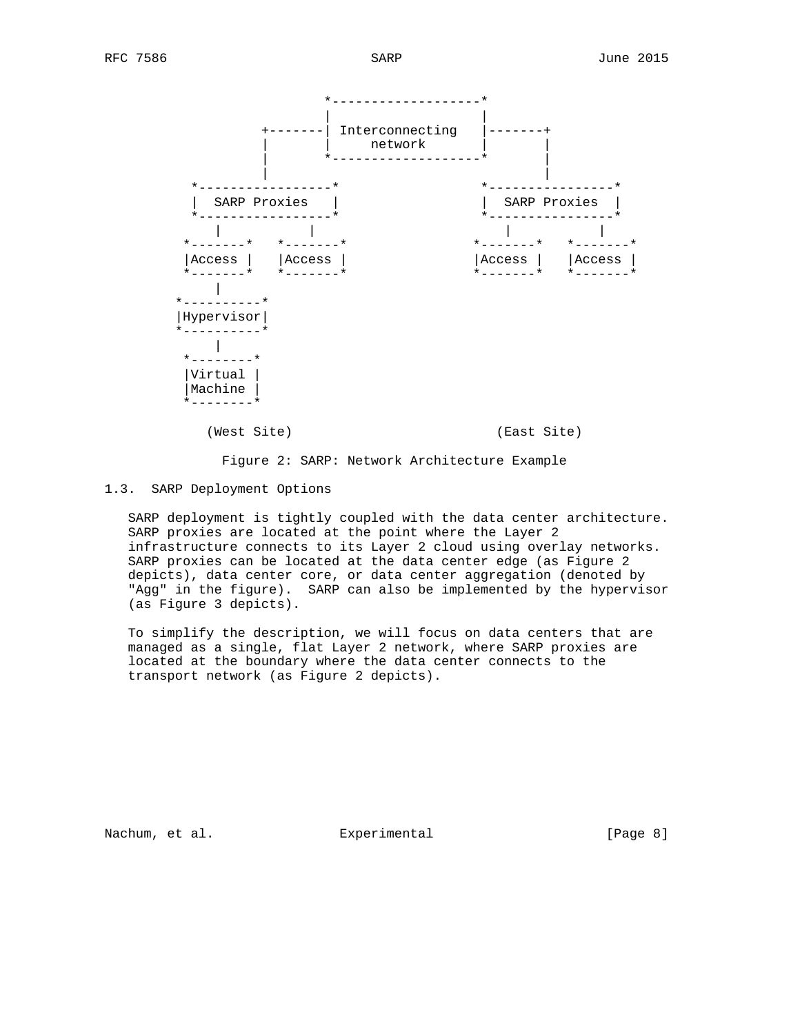```
                      *-------------------*
                      |                   |
              +-------| Interconnecting   |-------+
              |       |     network       |       |
              |       *-------------------*       |
              |                                   |
     *-----------------*               *----------------*
     |  SARP Proxies   |               |  SARP Proxies  |
     *-----------------*               *----------------*
        |         |                       |         |
    *-------*   *-------*             *-------*   *-------*
    |Access |   |Access |             |Access |   |Access |
    *-------*   *-------*             *-------*   *-------*
        |
   *----------*
   |Hypervisor|
   *----------*
        |
    *--------*
    |Virtual |
    |Machine |
    *--------*

       (West Site)                       (East Site)
```

Figure 2: SARP: Network Architecture Example

### 1.3. SARP Deployment Options

SARP deployment is tightly coupled with the data center architecture. SARP proxies are located at the point where the Layer 2 infrastructure connects to its Layer 2 cloud using overlay networks. SARP proxies can be located at the data center edge (as Figure 2 depicts), data center core, or data center aggregation (denoted by "Agg" in the figure). SARP can also be implemented by the hypervisor (as Figure 3 depicts).

To simplify the description, we will focus on data centers that are managed as a single, flat Layer 2 network, where SARP proxies are located at the boundary where the data center connects to the transport network (as Figure 2 depicts).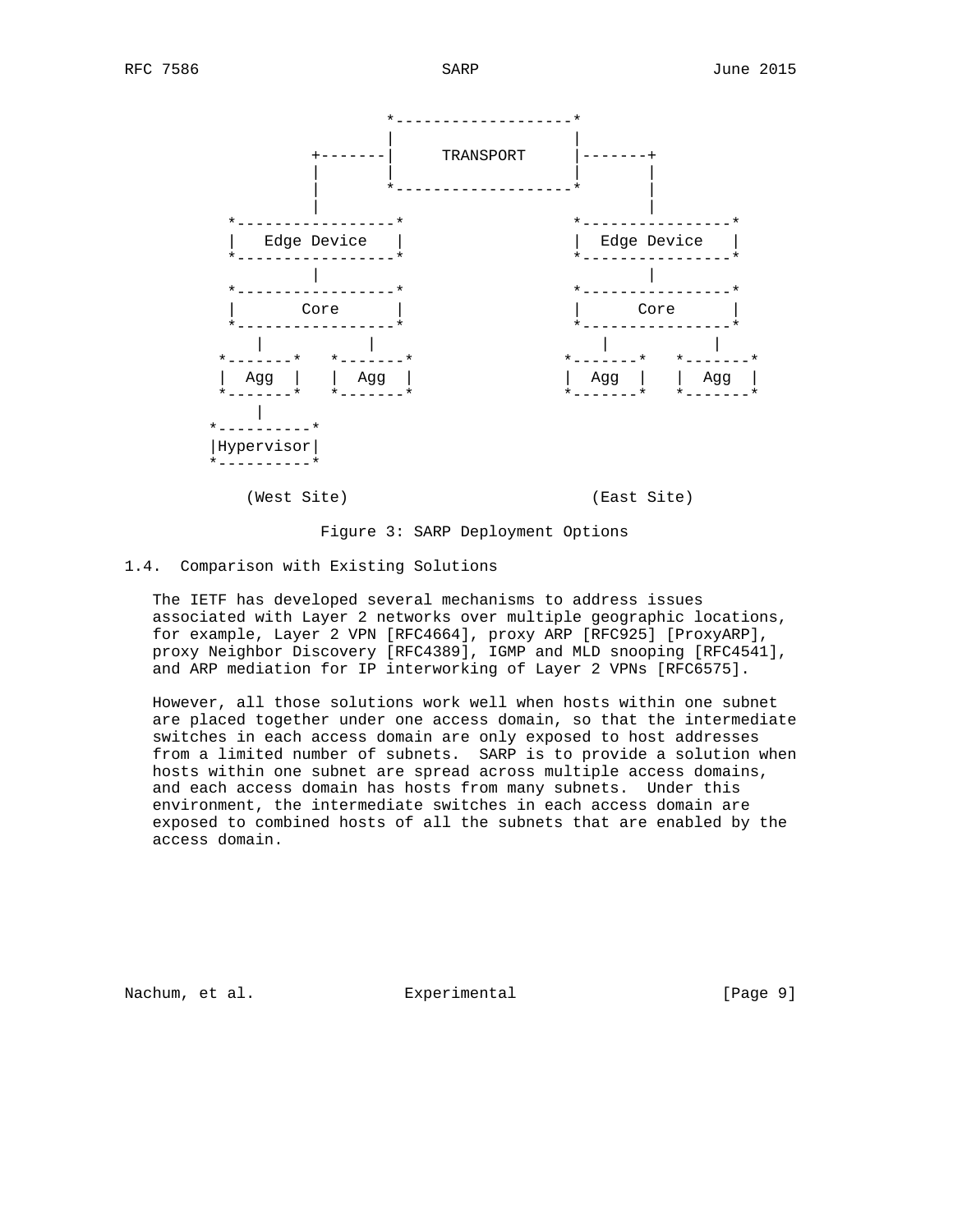```
                     *-------------------*
                     |                   |
             +-------|     TRANSPORT     |-------+
             |       |                   |       |
             |       *-------------------*       |
             |                                   |
    *-----------------*               *----------------*
    |   Edge Device   |               |  Edge Device   |
    *-----------------*               *----------------*
             |                                 |
    *-----------------*               *----------------*
    |       Core      |               |      Core      |
    *-----------------*               *----------------*
        |          |                      |          |
   *-------*   *-------*             *-------*   *-------*
   |  Agg  |   |  Agg  |             |  Agg  |   |  Agg  |
   *-------*   *-------*             *-------*   *-------*
        |
  *----------*
  |Hypervisor|
  *----------*

      (West Site)                         (East Site)
```

Figure 3: SARP Deployment Options

### 1.4. Comparison with Existing Solutions

The IETF has developed several mechanisms to address issues associated with Layer 2 networks over multiple geographic locations, for example, Layer 2 VPN [RFC4664], proxy ARP [RFC925] [ProxyARP], proxy Neighbor Discovery [RFC4389], IGMP and MLD snooping [RFC4541], and ARP mediation for IP interworking of Layer 2 VPNs [RFC6575].

However, all those solutions work well when hosts within one subnet are placed together under one access domain, so that the intermediate switches in each access domain are only exposed to host addresses from a limited number of subnets. SARP is to provide a solution when hosts within one subnet are spread across multiple access domains, and each access domain has hosts from many subnets. Under this environment, the intermediate switches in each access domain are exposed to combined hosts of all the subnets that are enabled by the access domain.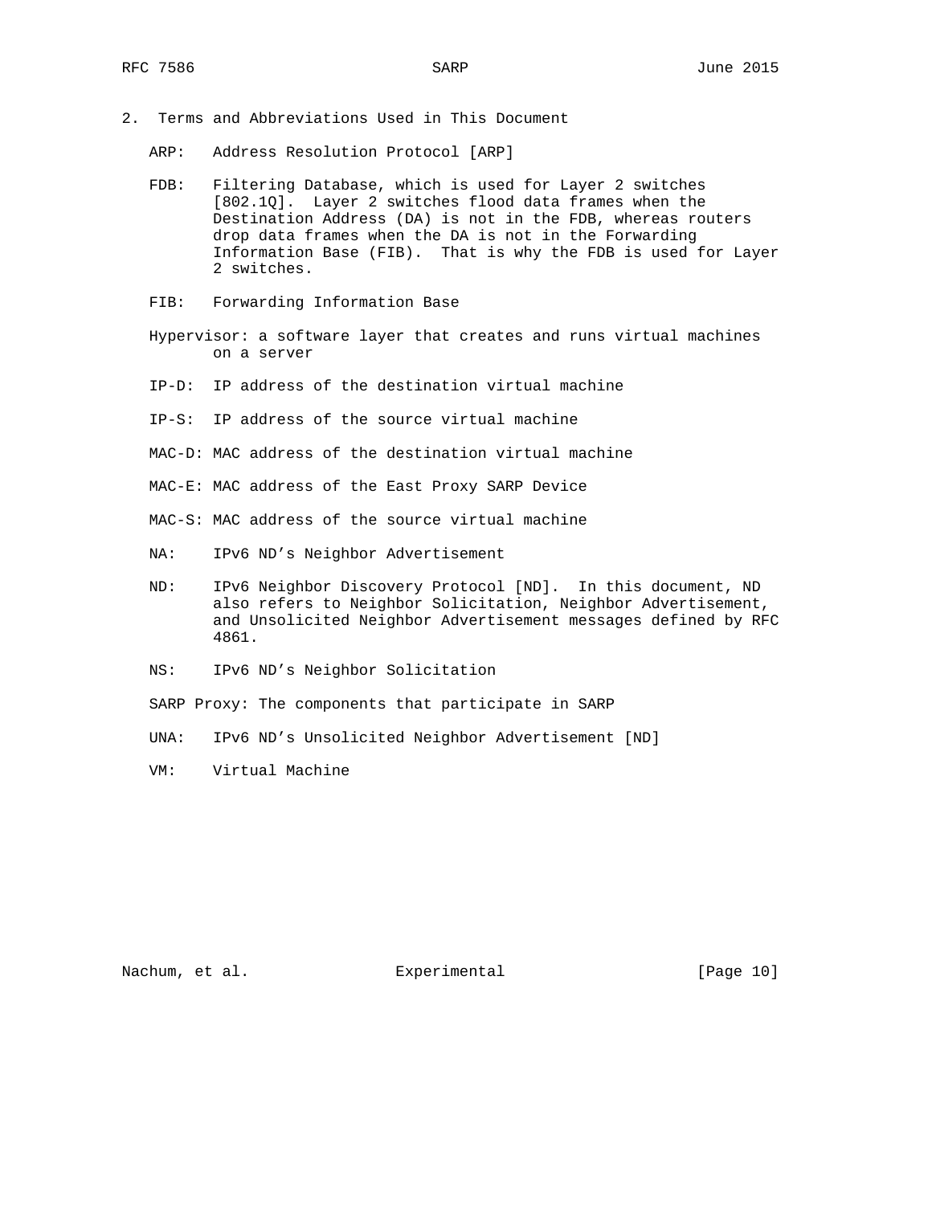## 2. Terms and Abbreviations Used in This Document

ARP: Address Resolution Protocol [ARP]

FDB: Filtering Database, which is used for Layer 2 switches [802.1Q]. Layer 2 switches flood data frames when the Destination Address (DA) is not in the FDB, whereas routers drop data frames when the DA is not in the Forwarding Information Base (FIB). That is why the FDB is used for Layer 2 switches.

FIB: Forwarding Information Base

Hypervisor: a software layer that creates and runs virtual machines on a server

IP-D: IP address of the destination virtual machine

IP-S: IP address of the source virtual machine

MAC-D: MAC address of the destination virtual machine

MAC-E: MAC address of the East Proxy SARP Device

MAC-S: MAC address of the source virtual machine

NA: IPv6 ND's Neighbor Advertisement

ND: IPv6 Neighbor Discovery Protocol [ND]. In this document, ND also refers to Neighbor Solicitation, Neighbor Advertisement, and Unsolicited Neighbor Advertisement messages defined by RFC 4861.

NS: IPv6 ND's Neighbor Solicitation

SARP Proxy: The components that participate in SARP

UNA: IPv6 ND's Unsolicited Neighbor Advertisement [ND]

VM: Virtual Machine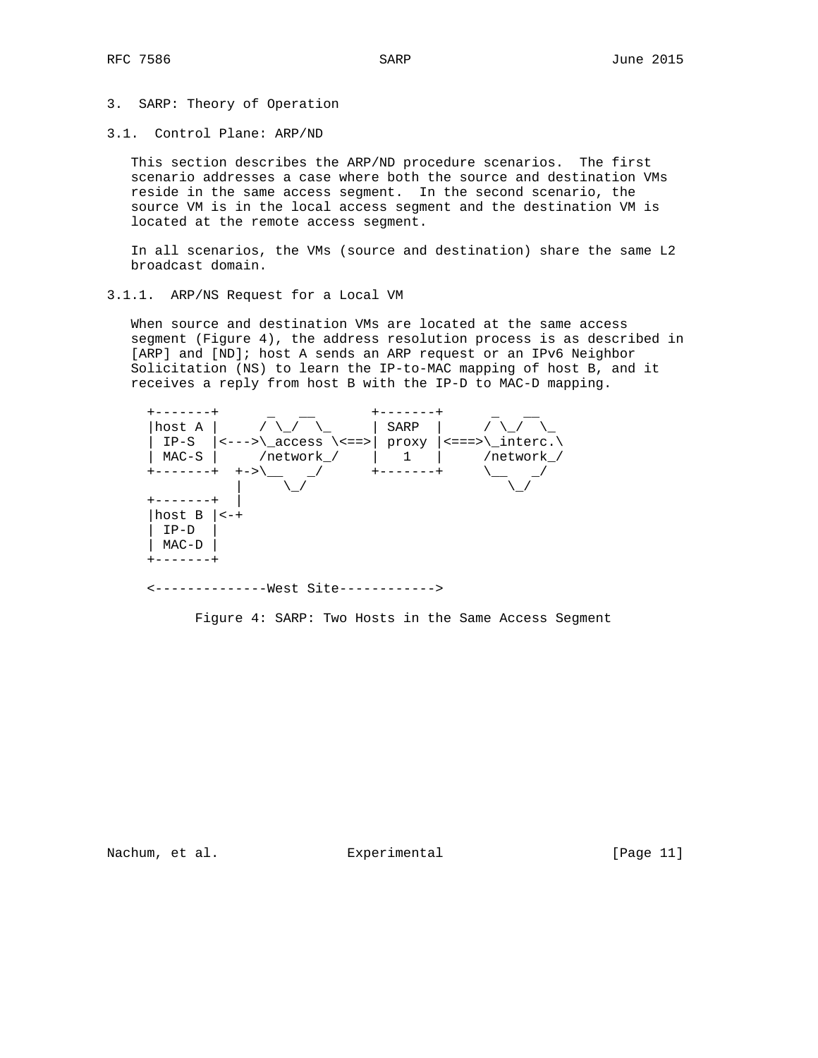# 3. SARP: Theory of Operation

## 3.1. Control Plane: ARP/ND

This section describes the ARP/ND procedure scenarios. The first scenario addresses a case where both the source and destination VMs reside in the same access segment. In the second scenario, the source VM is in the local access segment and the destination VM is located at the remote access segment.

In all scenarios, the VMs (source and destination) share the same L2 broadcast domain.

### 3.1.1. ARP/NS Request for a Local VM

When source and destination VMs are located at the same access segment (Figure 4), the address resolution process is as described in [ARP] and [ND]; host A sends an ARP request or an IPv6 Neighbor Solicitation (NS) to learn the IP-to-MAC mapping of host B, and it receives a reply from host B with the IP-D to MAC-D mapping.

```
+-------+      _   __       +-------+      _   __
|host A |     / \_/  \_     | SARP  |     / \_/  \_
| IP-S  |<--->\_access \<==>| proxy |<===>\_interc.\
| MAC-S |     /network_/    |   1   |     /network_/
+-------+  +->\__    _/     +-------+     \__    _/
           |     \_/                         \_/
+-------+  |
|host B |<-+
| IP-D  |
| MAC-D |
+-------+

<--------------West Site------------>
```

Figure 4: SARP: Two Hosts in the Same Access Segment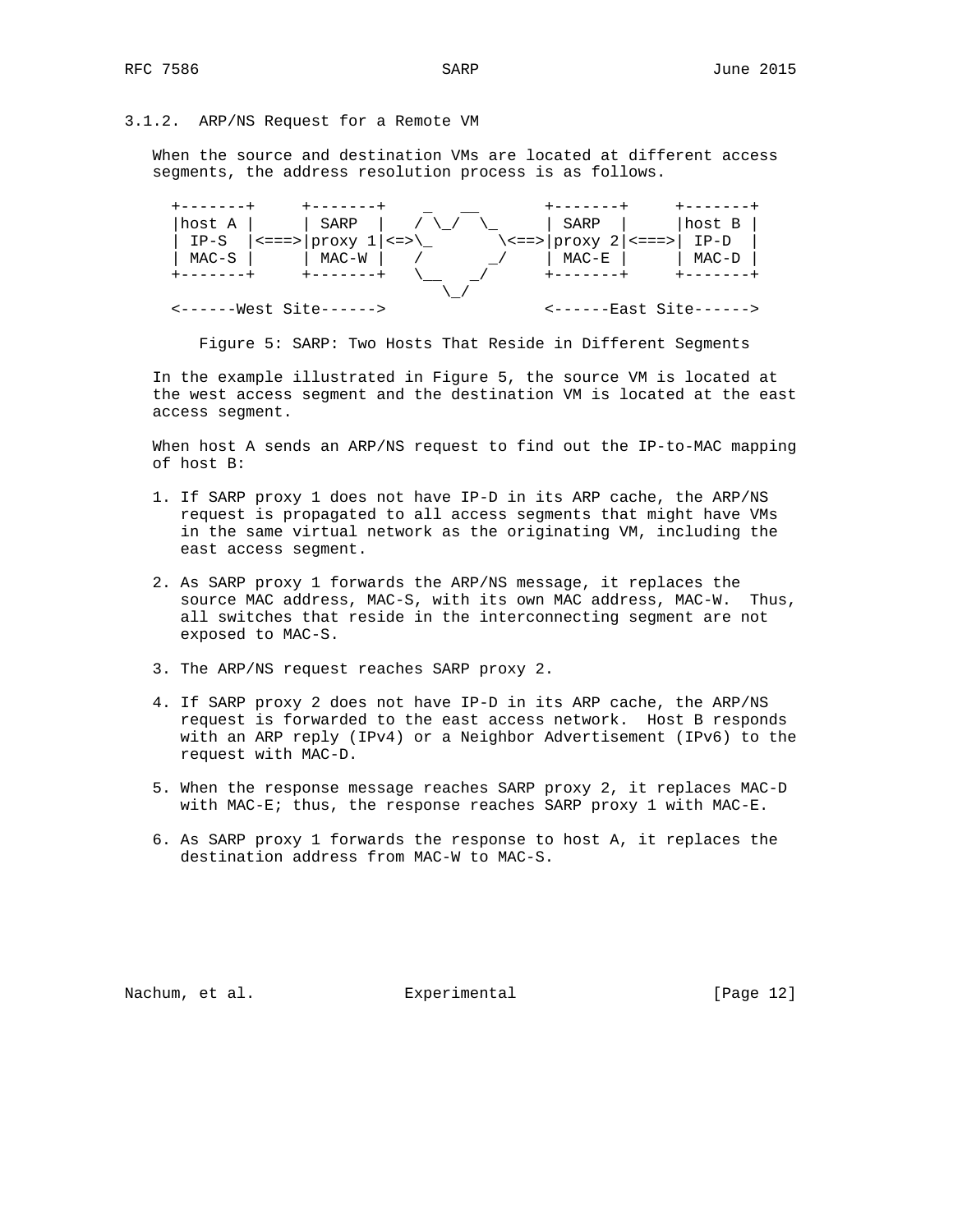### 3.1.2. ARP/NS Request for a Remote VM

When the source and destination VMs are located at different access segments, the address resolution process is as follows.

```
 +-------+     +-------+     _  __       +-------+     +-------+
 |host A |     | SARP  |   / \_/  \_     | SARP  |     |host B |
 | IP-S  |<===>|proxy 1|<=>\_        \<==>|proxy 2|<===>| IP-D  |
 | MAC-S |     | MAC-W |   /        _/   | MAC-E |     | MAC-D |
 +-------+     +-------+   \__    _/     +-------+     +-------+
                              \_/
 <------West Site------>                 <------East Site------>
```

Figure 5: SARP: Two Hosts That Reside in Different Segments

In the example illustrated in Figure 5, the source VM is located at the west access segment and the destination VM is located at the east access segment.

When host A sends an ARP/NS request to find out the IP-to-MAC mapping of host B:

1. If SARP proxy 1 does not have IP-D in its ARP cache, the ARP/NS request is propagated to all access segments that might have VMs in the same virtual network as the originating VM, including the east access segment.

2. As SARP proxy 1 forwards the ARP/NS message, it replaces the source MAC address, MAC-S, with its own MAC address, MAC-W. Thus, all switches that reside in the interconnecting segment are not exposed to MAC-S.

3. The ARP/NS request reaches SARP proxy 2.

4. If SARP proxy 2 does not have IP-D in its ARP cache, the ARP/NS request is forwarded to the east access network. Host B responds with an ARP reply (IPv4) or a Neighbor Advertisement (IPv6) to the request with MAC-D.

5. When the response message reaches SARP proxy 2, it replaces MAC-D with MAC-E; thus, the response reaches SARP proxy 1 with MAC-E.

6. As SARP proxy 1 forwards the response to host A, it replaces the destination address from MAC-W to MAC-S.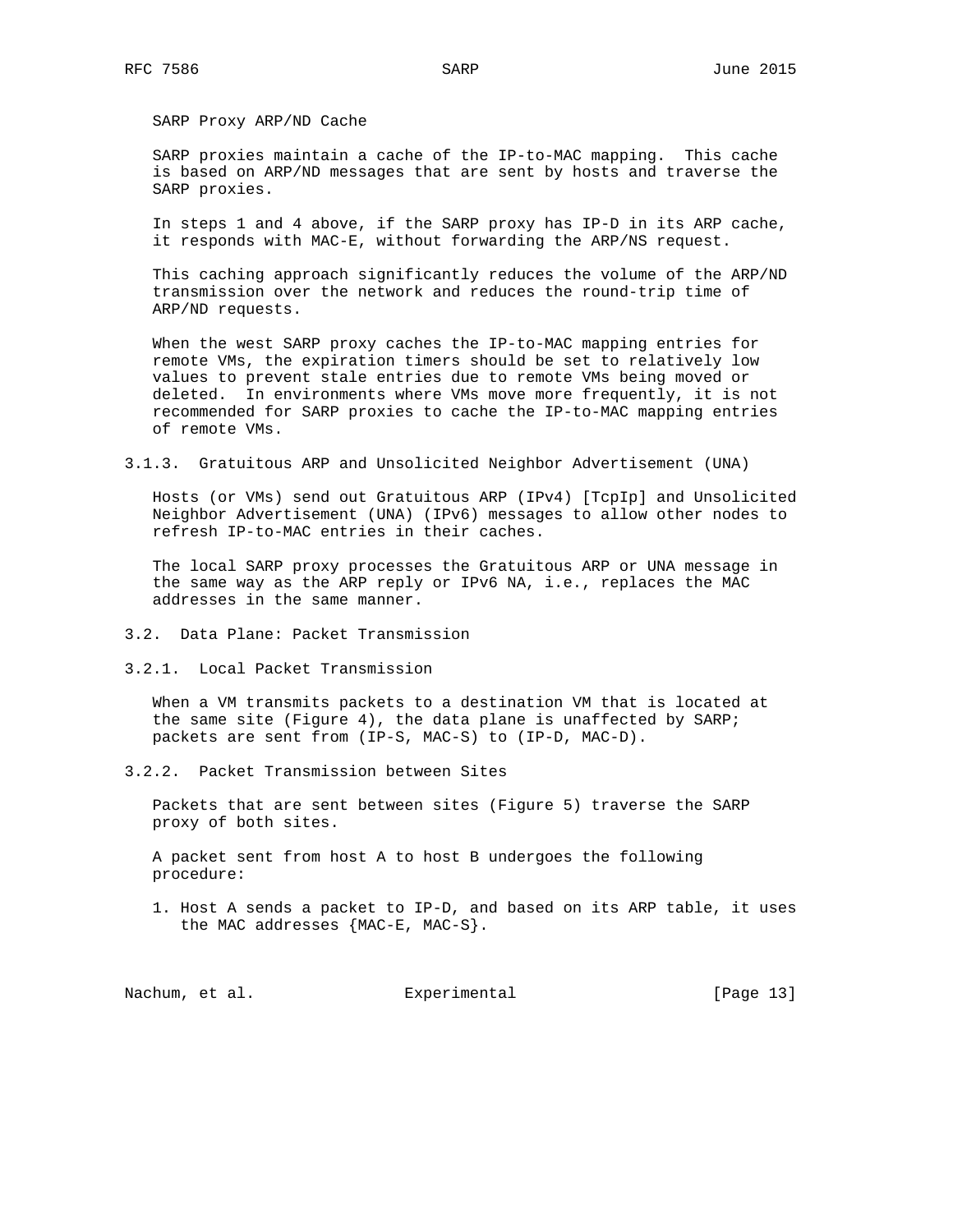SARP Proxy ARP/ND Cache

SARP proxies maintain a cache of the IP-to-MAC mapping. This cache is based on ARP/ND messages that are sent by hosts and traverse the SARP proxies.

In steps 1 and 4 above, if the SARP proxy has IP-D in its ARP cache, it responds with MAC-E, without forwarding the ARP/NS request.

This caching approach significantly reduces the volume of the ARP/ND transmission over the network and reduces the round-trip time of ARP/ND requests.

When the west SARP proxy caches the IP-to-MAC mapping entries for remote VMs, the expiration timers should be set to relatively low values to prevent stale entries due to remote VMs being moved or deleted. In environments where VMs move more frequently, it is not recommended for SARP proxies to cache the IP-to-MAC mapping entries of remote VMs.

### 3.1.3. Gratuitous ARP and Unsolicited Neighbor Advertisement (UNA)

Hosts (or VMs) send out Gratuitous ARP (IPv4) [TcpIp] and Unsolicited Neighbor Advertisement (UNA) (IPv6) messages to allow other nodes to refresh IP-to-MAC entries in their caches.

The local SARP proxy processes the Gratuitous ARP or UNA message in the same way as the ARP reply or IPv6 NA, i.e., replaces the MAC addresses in the same manner.

## 3.2. Data Plane: Packet Transmission

### 3.2.1. Local Packet Transmission

When a VM transmits packets to a destination VM that is located at the same site (Figure 4), the data plane is unaffected by SARP; packets are sent from (IP-S, MAC-S) to (IP-D, MAC-D).

### 3.2.2. Packet Transmission between Sites

Packets that are sent between sites (Figure 5) traverse the SARP proxy of both sites.

A packet sent from host A to host B undergoes the following procedure:

1. Host A sends a packet to IP-D, and based on its ARP table, it uses the MAC addresses {MAC-E, MAC-S}.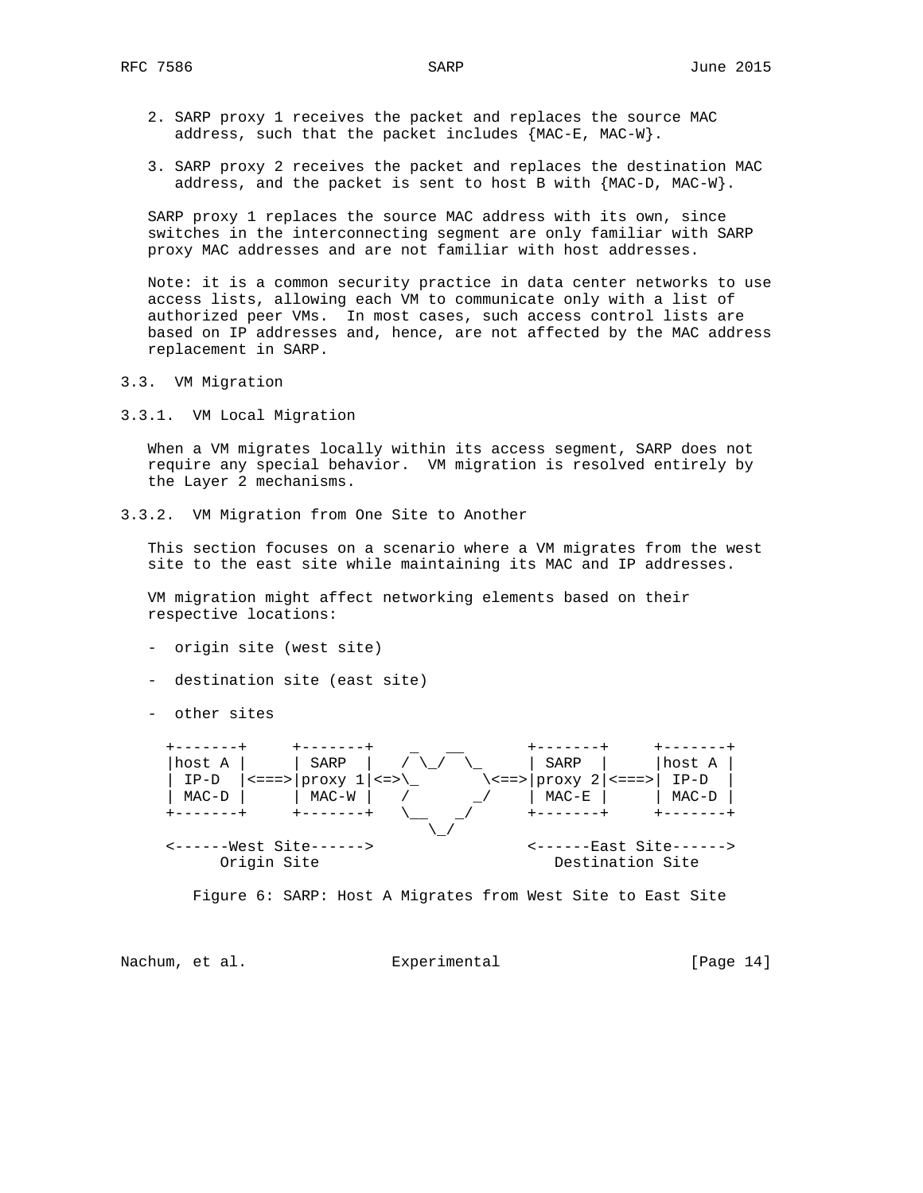2. SARP proxy 1 receives the packet and replaces the source MAC address, such that the packet includes {MAC-E, MAC-W}.

3. SARP proxy 2 receives the packet and replaces the destination MAC address, and the packet is sent to host B with {MAC-D, MAC-W}.

SARP proxy 1 replaces the source MAC address with its own, since switches in the interconnecting segment are only familiar with SARP proxy MAC addresses and are not familiar with host addresses.

Note: it is a common security practice in data center networks to use access lists, allowing each VM to communicate only with a list of authorized peer VMs. In most cases, such access control lists are based on IP addresses and, hence, are not affected by the MAC address replacement in SARP.

### 3.3. VM Migration

#### 3.3.1. VM Local Migration

When a VM migrates locally within its access segment, SARP does not require any special behavior. VM migration is resolved entirely by the Layer 2 mechanisms.

#### 3.3.2. VM Migration from One Site to Another

This section focuses on a scenario where a VM migrates from the west site to the east site while maintaining its MAC and IP addresses.

VM migration might affect networking elements based on their respective locations:

- origin site (west site)

- destination site (east site)

- other sites

```
+-------+     +-------+     _  __       +-------+     +-------+
|host A |     | SARP  |    / \_/  \_    | SARP  |     |host A |
| IP-D  |<===>|proxy 1|<=>\_        \<==>|proxy 2|<===>| IP-D  |
| MAC-D |     | MAC-W |    /       _/    | MAC-E |     | MAC-D |
+-------+     +-------+    \__    _/     +-------+     +-------+
                              \_/
<------West Site------>               <------East Site------>
      Origin Site                        Destination Site
```

Figure 6: SARP: Host A Migrates from West Site to East Site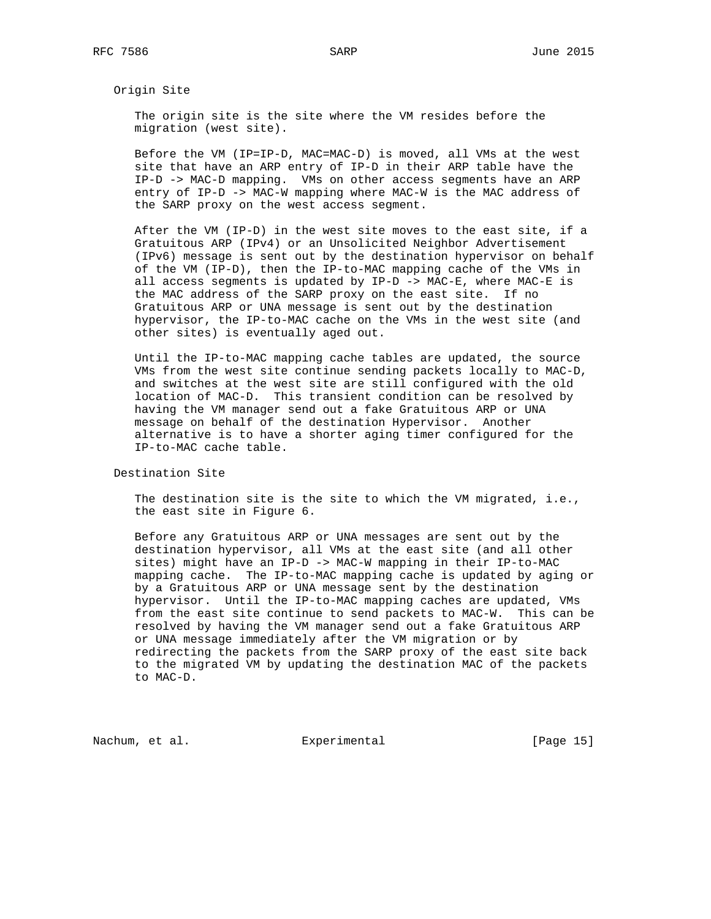### Origin Site

The origin site is the site where the VM resides before the migration (west site).

Before the VM (IP=IP-D, MAC=MAC-D) is moved, all VMs at the west site that have an ARP entry of IP-D in their ARP table have the IP-D -> MAC-D mapping. VMs on other access segments have an ARP entry of IP-D -> MAC-W mapping where MAC-W is the MAC address of the SARP proxy on the west access segment.

After the VM (IP-D) in the west site moves to the east site, if a Gratuitous ARP (IPv4) or an Unsolicited Neighbor Advertisement (IPv6) message is sent out by the destination hypervisor on behalf of the VM (IP-D), then the IP-to-MAC mapping cache of the VMs in all access segments is updated by IP-D -> MAC-E, where MAC-E is the MAC address of the SARP proxy on the east site. If no Gratuitous ARP or UNA message is sent out by the destination hypervisor, the IP-to-MAC cache on the VMs in the west site (and other sites) is eventually aged out.

Until the IP-to-MAC mapping cache tables are updated, the source VMs from the west site continue sending packets locally to MAC-D, and switches at the west site are still configured with the old location of MAC-D. This transient condition can be resolved by having the VM manager send out a fake Gratuitous ARP or UNA message on behalf of the destination Hypervisor. Another alternative is to have a shorter aging timer configured for the IP-to-MAC cache table.

### Destination Site

The destination site is the site to which the VM migrated, i.e., the east site in Figure 6.

Before any Gratuitous ARP or UNA messages are sent out by the destination hypervisor, all VMs at the east site (and all other sites) might have an IP-D -> MAC-W mapping in their IP-to-MAC mapping cache. The IP-to-MAC mapping cache is updated by aging or by a Gratuitous ARP or UNA message sent by the destination hypervisor. Until the IP-to-MAC mapping caches are updated, VMs from the east site continue to send packets to MAC-W. This can be resolved by having the VM manager send out a fake Gratuitous ARP or UNA message immediately after the VM migration or by redirecting the packets from the SARP proxy of the east site back to the migrated VM by updating the destination MAC of the packets to MAC-D.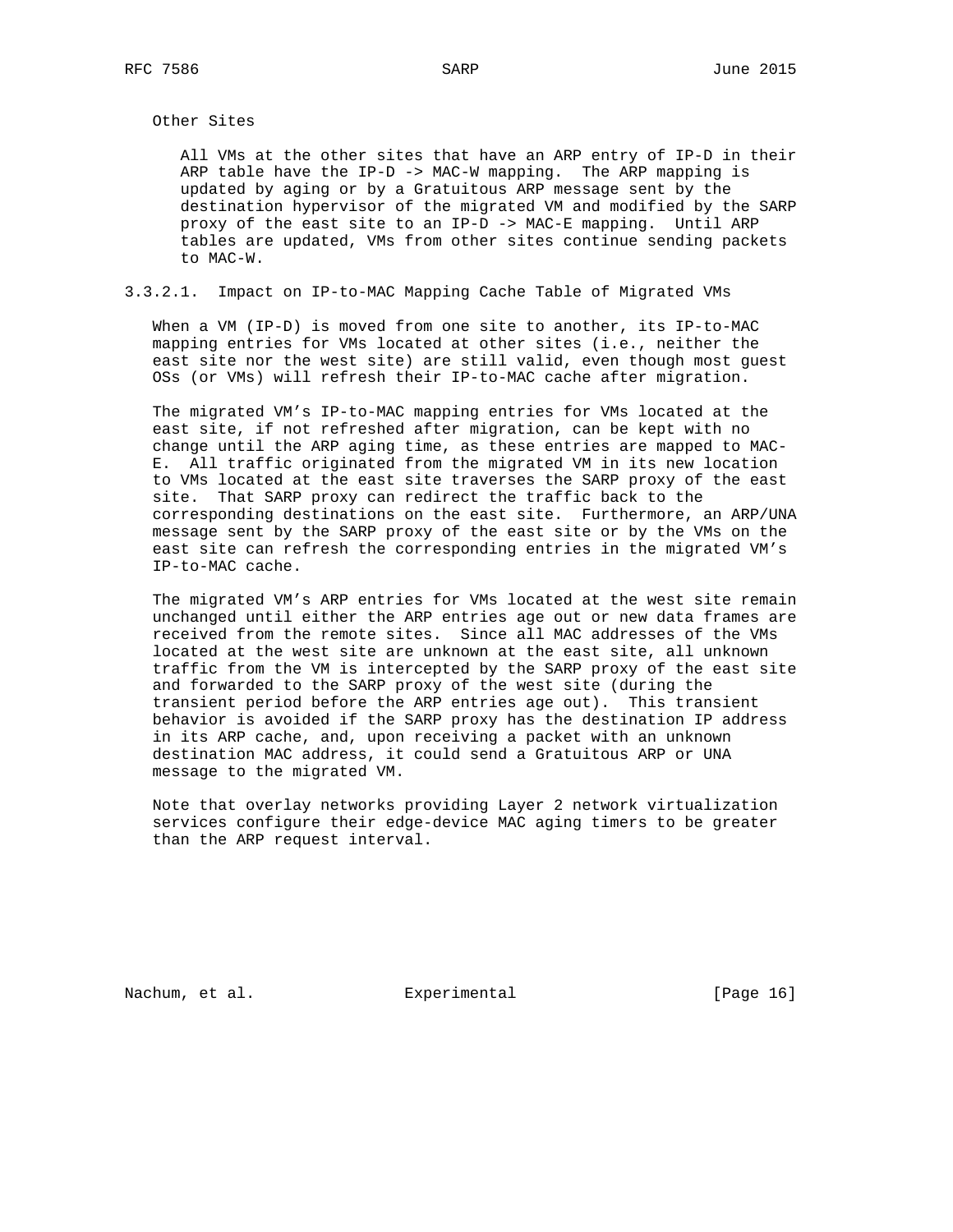Other Sites

All VMs at the other sites that have an ARP entry of IP-D in their ARP table have the IP-D -> MAC-W mapping. The ARP mapping is updated by aging or by a Gratuitous ARP message sent by the destination hypervisor of the migrated VM and modified by the SARP proxy of the east site to an IP-D -> MAC-E mapping. Until ARP tables are updated, VMs from other sites continue sending packets to MAC-W.

#### 3.3.2.1. Impact on IP-to-MAC Mapping Cache Table of Migrated VMs

When a VM (IP-D) is moved from one site to another, its IP-to-MAC mapping entries for VMs located at other sites (i.e., neither the east site nor the west site) are still valid, even though most guest OSs (or VMs) will refresh their IP-to-MAC cache after migration.

The migrated VM's IP-to-MAC mapping entries for VMs located at the east site, if not refreshed after migration, can be kept with no change until the ARP aging time, as these entries are mapped to MAC-E. All traffic originated from the migrated VM in its new location to VMs located at the east site traverses the SARP proxy of the east site. That SARP proxy can redirect the traffic back to the corresponding destinations on the east site. Furthermore, an ARP/UNA message sent by the SARP proxy of the east site or by the VMs on the east site can refresh the corresponding entries in the migrated VM's IP-to-MAC cache.

The migrated VM's ARP entries for VMs located at the west site remain unchanged until either the ARP entries age out or new data frames are received from the remote sites. Since all MAC addresses of the VMs located at the west site are unknown at the east site, all unknown traffic from the VM is intercepted by the SARP proxy of the east site and forwarded to the SARP proxy of the west site (during the transient period before the ARP entries age out). This transient behavior is avoided if the SARP proxy has the destination IP address in its ARP cache, and, upon receiving a packet with an unknown destination MAC address, it could send a Gratuitous ARP or UNA message to the migrated VM.

Note that overlay networks providing Layer 2 network virtualization services configure their edge-device MAC aging timers to be greater than the ARP request interval.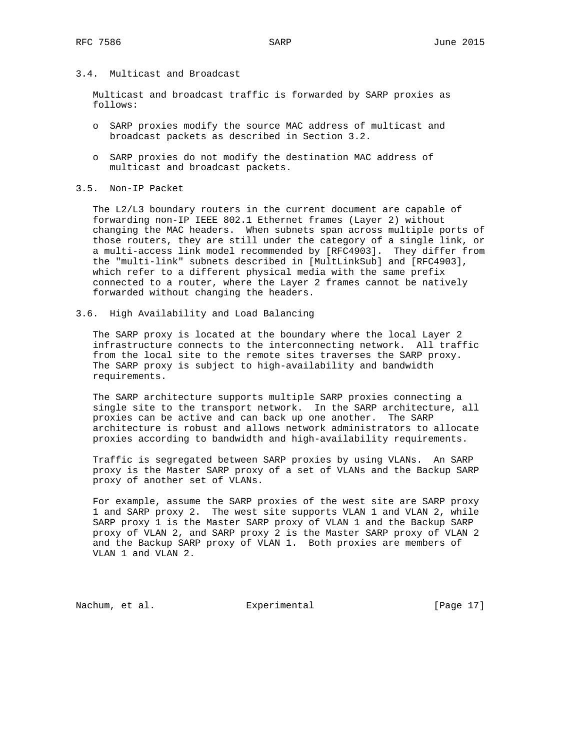### 3.4. Multicast and Broadcast

Multicast and broadcast traffic is forwarded by SARP proxies as follows:

- SARP proxies modify the source MAC address of multicast and broadcast packets as described in Section 3.2.
- SARP proxies do not modify the destination MAC address of multicast and broadcast packets.

### 3.5. Non-IP Packet

The L2/L3 boundary routers in the current document are capable of forwarding non-IP IEEE 802.1 Ethernet frames (Layer 2) without changing the MAC headers. When subnets span across multiple ports of those routers, they are still under the category of a single link, or a multi-access link model recommended by [RFC4903]. They differ from the "multi-link" subnets described in [MultLinkSub] and [RFC4903], which refer to a different physical media with the same prefix connected to a router, where the Layer 2 frames cannot be natively forwarded without changing the headers.

### 3.6. High Availability and Load Balancing

The SARP proxy is located at the boundary where the local Layer 2 infrastructure connects to the interconnecting network. All traffic from the local site to the remote sites traverses the SARP proxy. The SARP proxy is subject to high-availability and bandwidth requirements.

The SARP architecture supports multiple SARP proxies connecting a single site to the transport network. In the SARP architecture, all proxies can be active and can back up one another. The SARP architecture is robust and allows network administrators to allocate proxies according to bandwidth and high-availability requirements.

Traffic is segregated between SARP proxies by using VLANs. An SARP proxy is the Master SARP proxy of a set of VLANs and the Backup SARP proxy of another set of VLANs.

For example, assume the SARP proxies of the west site are SARP proxy 1 and SARP proxy 2. The west site supports VLAN 1 and VLAN 2, while SARP proxy 1 is the Master SARP proxy of VLAN 1 and the Backup SARP proxy of VLAN 2, and SARP proxy 2 is the Master SARP proxy of VLAN 2 and the Backup SARP proxy of VLAN 1. Both proxies are members of VLAN 1 and VLAN 2.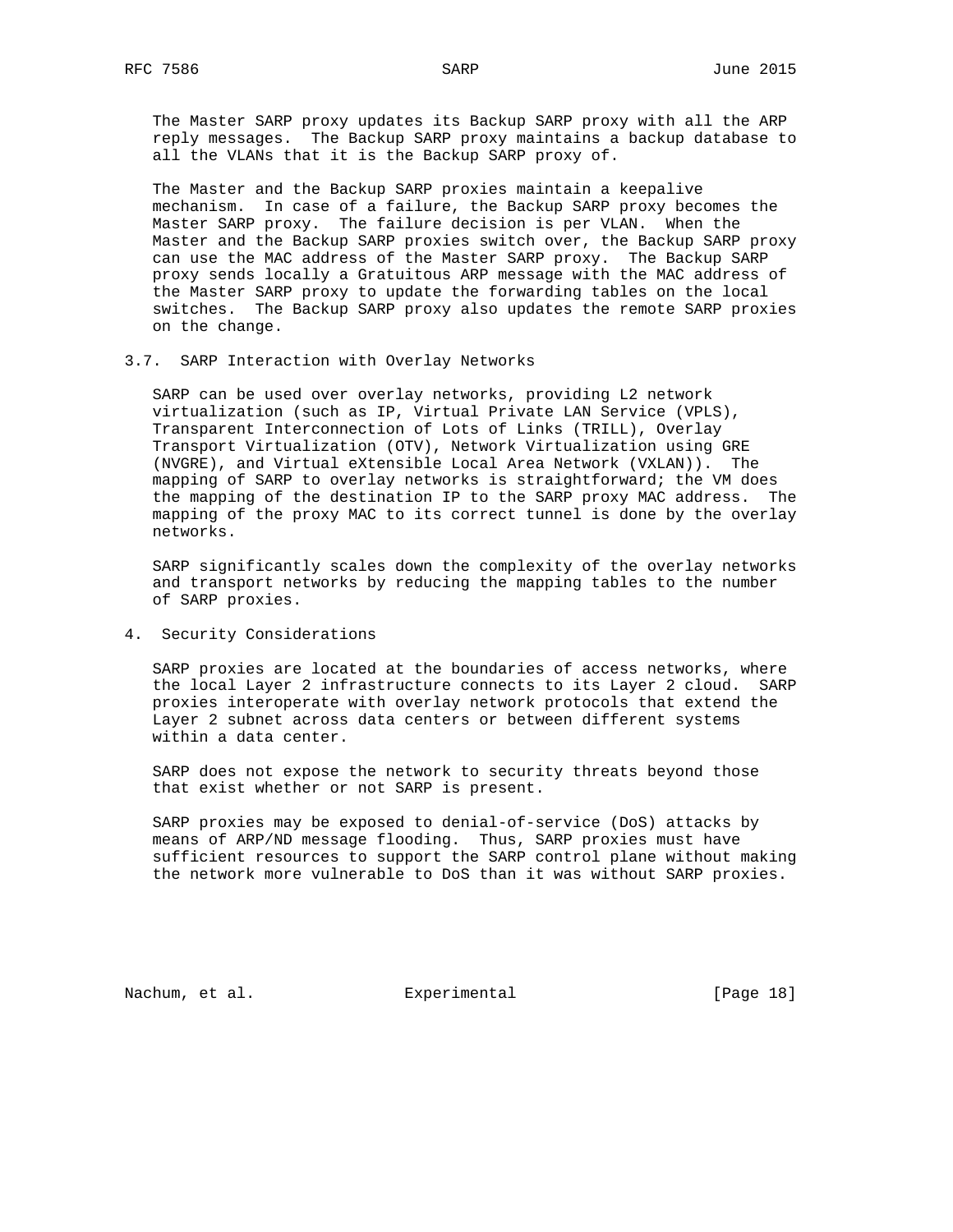The Master SARP proxy updates its Backup SARP proxy with all the ARP reply messages. The Backup SARP proxy maintains a backup database to all the VLANs that it is the Backup SARP proxy of.

The Master and the Backup SARP proxies maintain a keepalive mechanism. In case of a failure, the Backup SARP proxy becomes the Master SARP proxy. The failure decision is per VLAN. When the Master and the Backup SARP proxies switch over, the Backup SARP proxy can use the MAC address of the Master SARP proxy. The Backup SARP proxy sends locally a Gratuitous ARP message with the MAC address of the Master SARP proxy to update the forwarding tables on the local switches. The Backup SARP proxy also updates the remote SARP proxies on the change.

### 3.7. SARP Interaction with Overlay Networks

SARP can be used over overlay networks, providing L2 network virtualization (such as IP, Virtual Private LAN Service (VPLS), Transparent Interconnection of Lots of Links (TRILL), Overlay Transport Virtualization (OTV), Network Virtualization using GRE (NVGRE), and Virtual eXtensible Local Area Network (VXLAN)). The mapping of SARP to overlay networks is straightforward; the VM does the mapping of the destination IP to the SARP proxy MAC address. The mapping of the proxy MAC to its correct tunnel is done by the overlay networks.

SARP significantly scales down the complexity of the overlay networks and transport networks by reducing the mapping tables to the number of SARP proxies.

## 4. Security Considerations

SARP proxies are located at the boundaries of access networks, where the local Layer 2 infrastructure connects to its Layer 2 cloud. SARP proxies interoperate with overlay network protocols that extend the Layer 2 subnet across data centers or between different systems within a data center.

SARP does not expose the network to security threats beyond those that exist whether or not SARP is present.

SARP proxies may be exposed to denial-of-service (DoS) attacks by means of ARP/ND message flooding. Thus, SARP proxies must have sufficient resources to support the SARP control plane without making the network more vulnerable to DoS than it was without SARP proxies.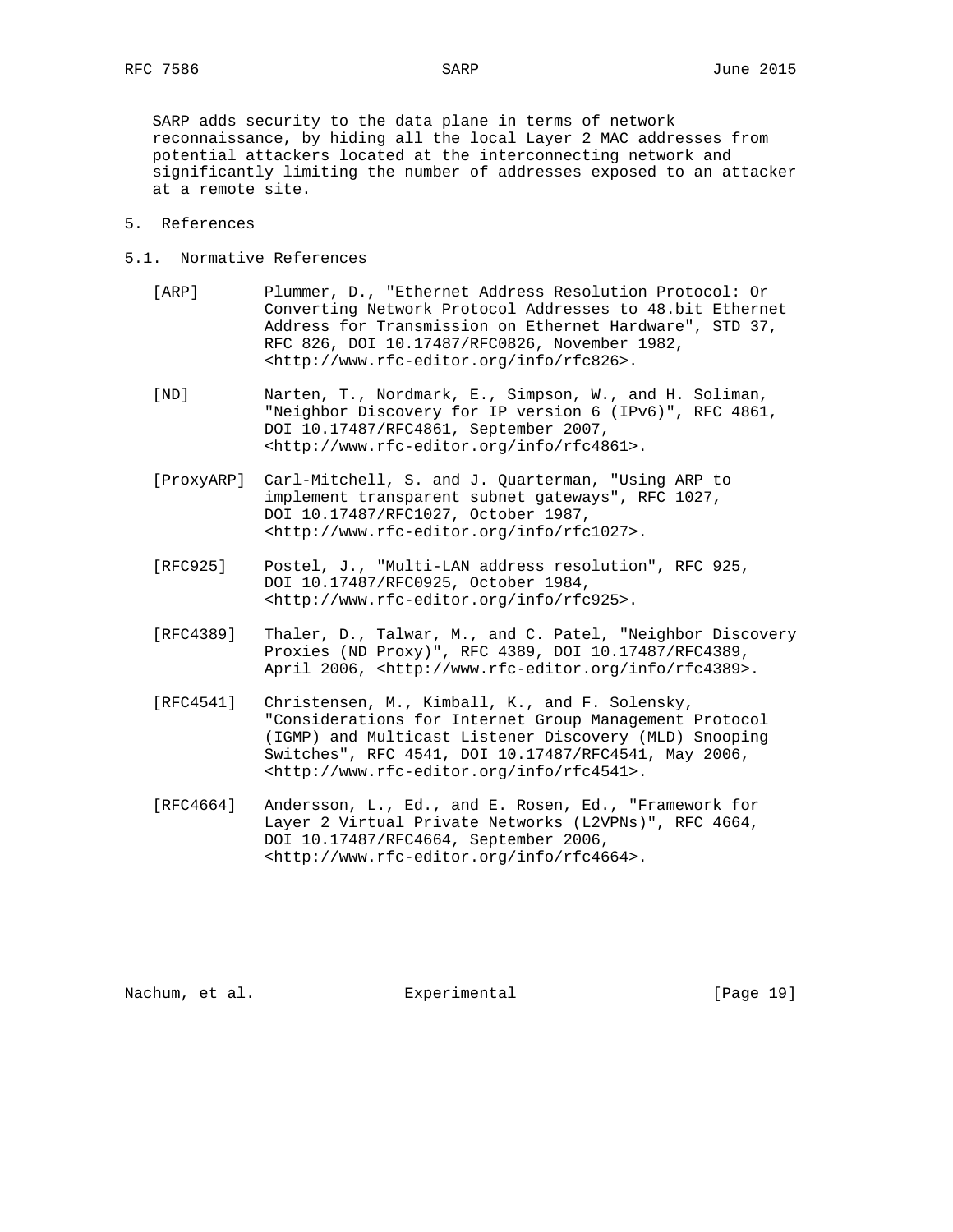SARP adds security to the data plane in terms of network reconnaissance, by hiding all the local Layer 2 MAC addresses from potential attackers located at the interconnecting network and significantly limiting the number of addresses exposed to an attacker at a remote site.

# 5. References

## 5.1. Normative References

[ARP] Plummer, D., "Ethernet Address Resolution Protocol: Or Converting Network Protocol Addresses to 48.bit Ethernet Address for Transmission on Ethernet Hardware", STD 37, RFC 826, DOI 10.17487/RFC0826, November 1982, <http://www.rfc-editor.org/info/rfc826>.

[ND] Narten, T., Nordmark, E., Simpson, W., and H. Soliman, "Neighbor Discovery for IP version 6 (IPv6)", RFC 4861, DOI 10.17487/RFC4861, September 2007, <http://www.rfc-editor.org/info/rfc4861>.

[ProxyARP] Carl-Mitchell, S. and J. Quarterman, "Using ARP to implement transparent subnet gateways", RFC 1027, DOI 10.17487/RFC1027, October 1987, <http://www.rfc-editor.org/info/rfc1027>.

[RFC925] Postel, J., "Multi-LAN address resolution", RFC 925, DOI 10.17487/RFC0925, October 1984, <http://www.rfc-editor.org/info/rfc925>.

[RFC4389] Thaler, D., Talwar, M., and C. Patel, "Neighbor Discovery Proxies (ND Proxy)", RFC 4389, DOI 10.17487/RFC4389, April 2006, <http://www.rfc-editor.org/info/rfc4389>.

[RFC4541] Christensen, M., Kimball, K., and F. Solensky, "Considerations for Internet Group Management Protocol (IGMP) and Multicast Listener Discovery (MLD) Snooping Switches", RFC 4541, DOI 10.17487/RFC4541, May 2006, <http://www.rfc-editor.org/info/rfc4541>.

[RFC4664] Andersson, L., Ed., and E. Rosen, Ed., "Framework for Layer 2 Virtual Private Networks (L2VPNs)", RFC 4664, DOI 10.17487/RFC4664, September 2006, <http://www.rfc-editor.org/info/rfc4664>.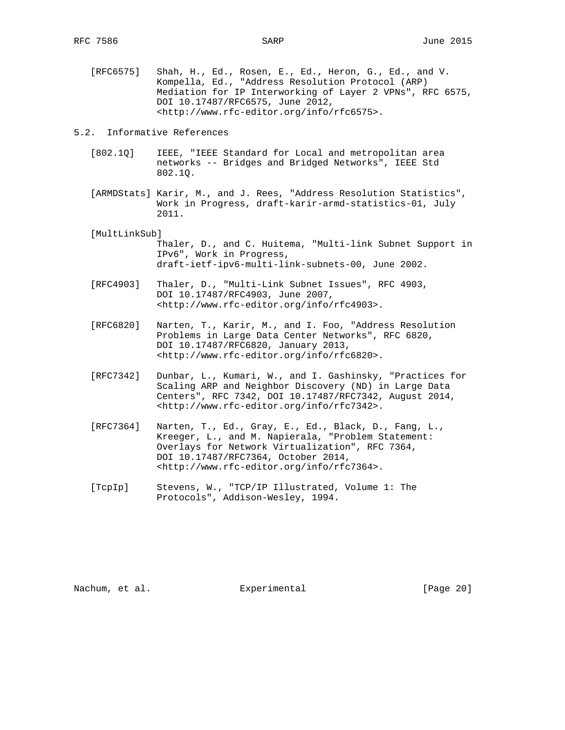[RFC6575] Shah, H., Ed., Rosen, E., Ed., Heron, G., Ed., and V. Kompella, Ed., "Address Resolution Protocol (ARP) Mediation for IP Interworking of Layer 2 VPNs", RFC 6575, DOI 10.17487/RFC6575, June 2012, <http://www.rfc-editor.org/info/rfc6575>.

### 5.2. Informative References

[802.1Q] IEEE, "IEEE Standard for Local and metropolitan area networks -- Bridges and Bridged Networks", IEEE Std 802.1Q.

[ARMDStats] Karir, M., and J. Rees, "Address Resolution Statistics", Work in Progress, draft-karir-armd-statistics-01, July 2011.

[MultLinkSub] Thaler, D., and C. Huitema, "Multi-link Subnet Support in IPv6", Work in Progress, draft-ietf-ipv6-multi-link-subnets-00, June 2002.

[RFC4903] Thaler, D., "Multi-Link Subnet Issues", RFC 4903, DOI 10.17487/RFC4903, June 2007, <http://www.rfc-editor.org/info/rfc4903>.

[RFC6820] Narten, T., Karir, M., and I. Foo, "Address Resolution Problems in Large Data Center Networks", RFC 6820, DOI 10.17487/RFC6820, January 2013, <http://www.rfc-editor.org/info/rfc6820>.

[RFC7342] Dunbar, L., Kumari, W., and I. Gashinsky, "Practices for Scaling ARP and Neighbor Discovery (ND) in Large Data Centers", RFC 7342, DOI 10.17487/RFC7342, August 2014, <http://www.rfc-editor.org/info/rfc7342>.

[RFC7364] Narten, T., Ed., Gray, E., Ed., Black, D., Fang, L., Kreeger, L., and M. Napierala, "Problem Statement: Overlays for Network Virtualization", RFC 7364, DOI 10.17487/RFC7364, October 2014, <http://www.rfc-editor.org/info/rfc7364>.

[TcpIp] Stevens, W., "TCP/IP Illustrated, Volume 1: The Protocols", Addison-Wesley, 1994.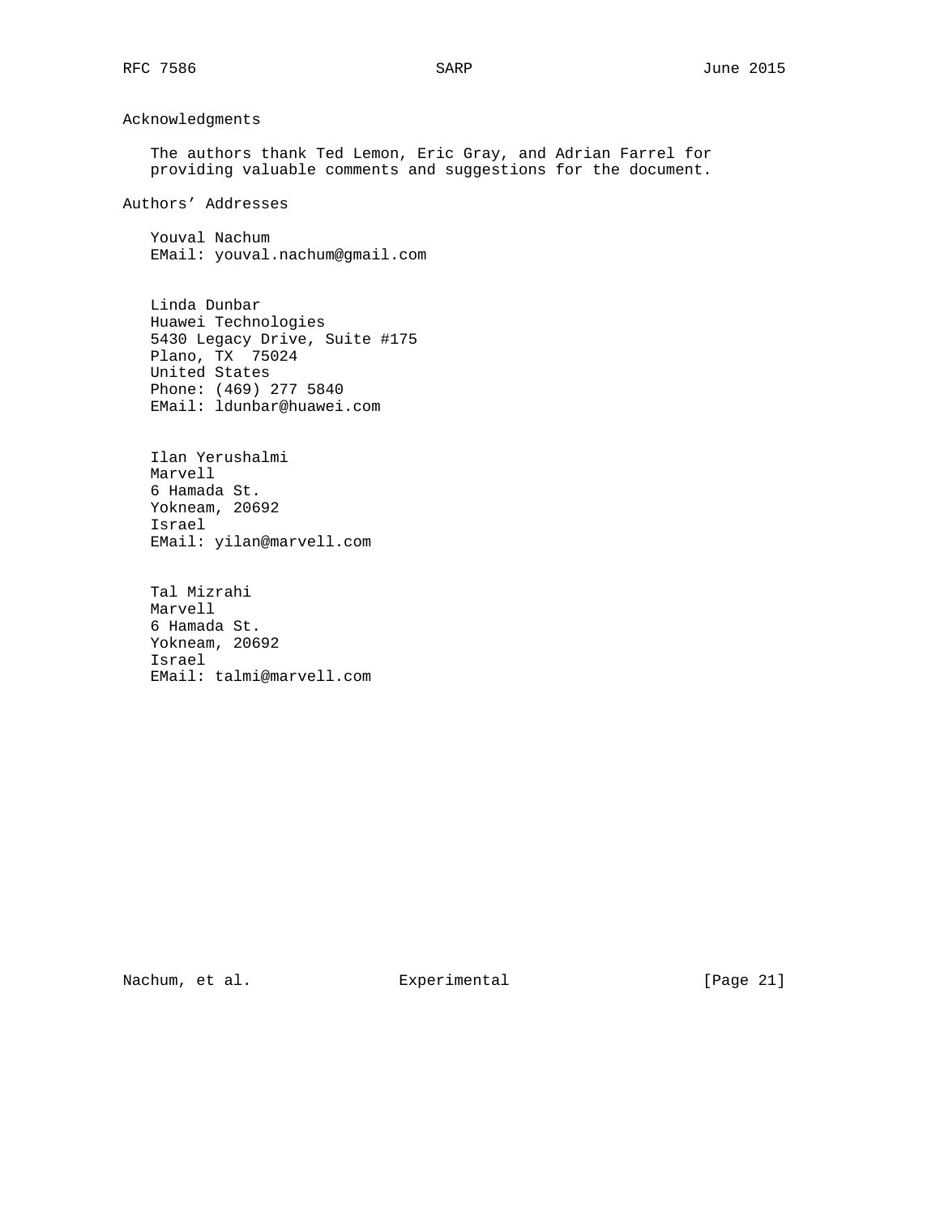## Acknowledgments

The authors thank Ted Lemon, Eric Gray, and Adrian Farrel for providing valuable comments and suggestions for the document.

## Authors' Addresses

Youval Nachum
EMail: youval.nachum@gmail.com

Linda Dunbar
Huawei Technologies
5430 Legacy Drive, Suite #175
Plano, TX  75024
United States
Phone: (469) 277 5840
EMail: ldunbar@huawei.com

Ilan Yerushalmi
Marvell
6 Hamada St.
Yokneam, 20692
Israel
EMail: yilan@marvell.com

Tal Mizrahi
Marvell
6 Hamada St.
Yokneam, 20692
Israel
EMail: talmi@marvell.com